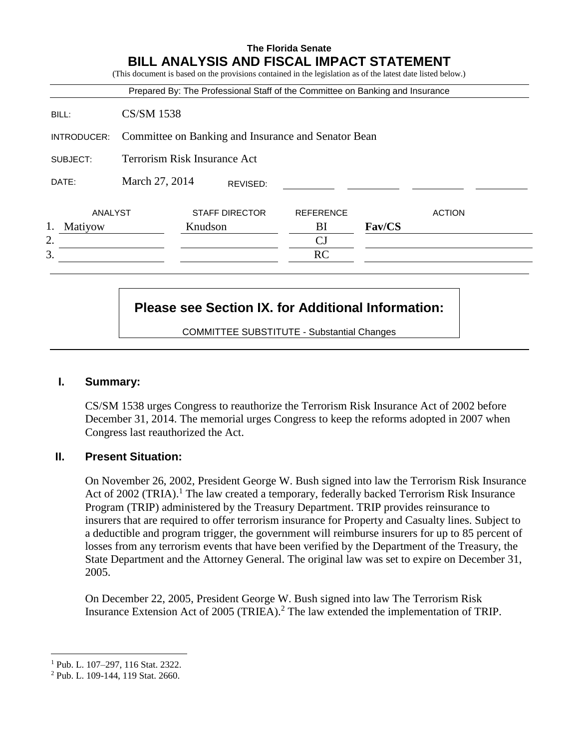**The Florida Senate**

# BILL ANALYSIS AND FISCAL IMPACT STATEMENT

(This document is based on the provisions contained in the legislation as of the latest date listed below.)

Prepared By: The Professional Staff of the Committee on Banking and Insurance

BILL: CS/SM 1538

INTRODUCER: Committee on Banking and Insurance and Senator Bean

SUBJECT: Terrorism Risk Insurance Act

DATE: March 27, 2014 REVISED:

| | ANALYST | STAFF DIRECTOR | REFERENCE | ACTION |
|---|---|---|---|---|
| 1. | Matiyow | Knudson | BI | **Fav/CS** |
| 2. | | | CJ | |
| 3. | | | RC | |

**Please see Section IX. for Additional Information:**

COMMITTEE SUBSTITUTE - Substantial Changes

## I. Summary:

CS/SM 1538 urges Congress to reauthorize the Terrorism Risk Insurance Act of 2002 before December 31, 2014. The memorial urges Congress to keep the reforms adopted in 2007 when Congress last reauthorized the Act.

## II. Present Situation:

On November 26, 2002, President George W. Bush signed into law the Terrorism Risk Insurance Act of 2002 (TRIA).[1] The law created a temporary, federally backed Terrorism Risk Insurance Program (TRIP) administered by the Treasury Department. TRIP provides reinsurance to insurers that are required to offer terrorism insurance for Property and Casualty lines. Subject to a deductible and program trigger, the government will reimburse insurers for up to 85 percent of losses from any terrorism events that have been verified by the Department of the Treasury, the State Department and the Attorney General. The original law was set to expire on December 31, 2005.

On December 22, 2005, President George W. Bush signed into law The Terrorism Risk Insurance Extension Act of 2005 (TRIEA).[2] The law extended the implementation of TRIP.

---

[1] Pub. L. 107–297, 116 Stat. 2322.

[2] Pub. L. 109-144, 119 Stat. 2660.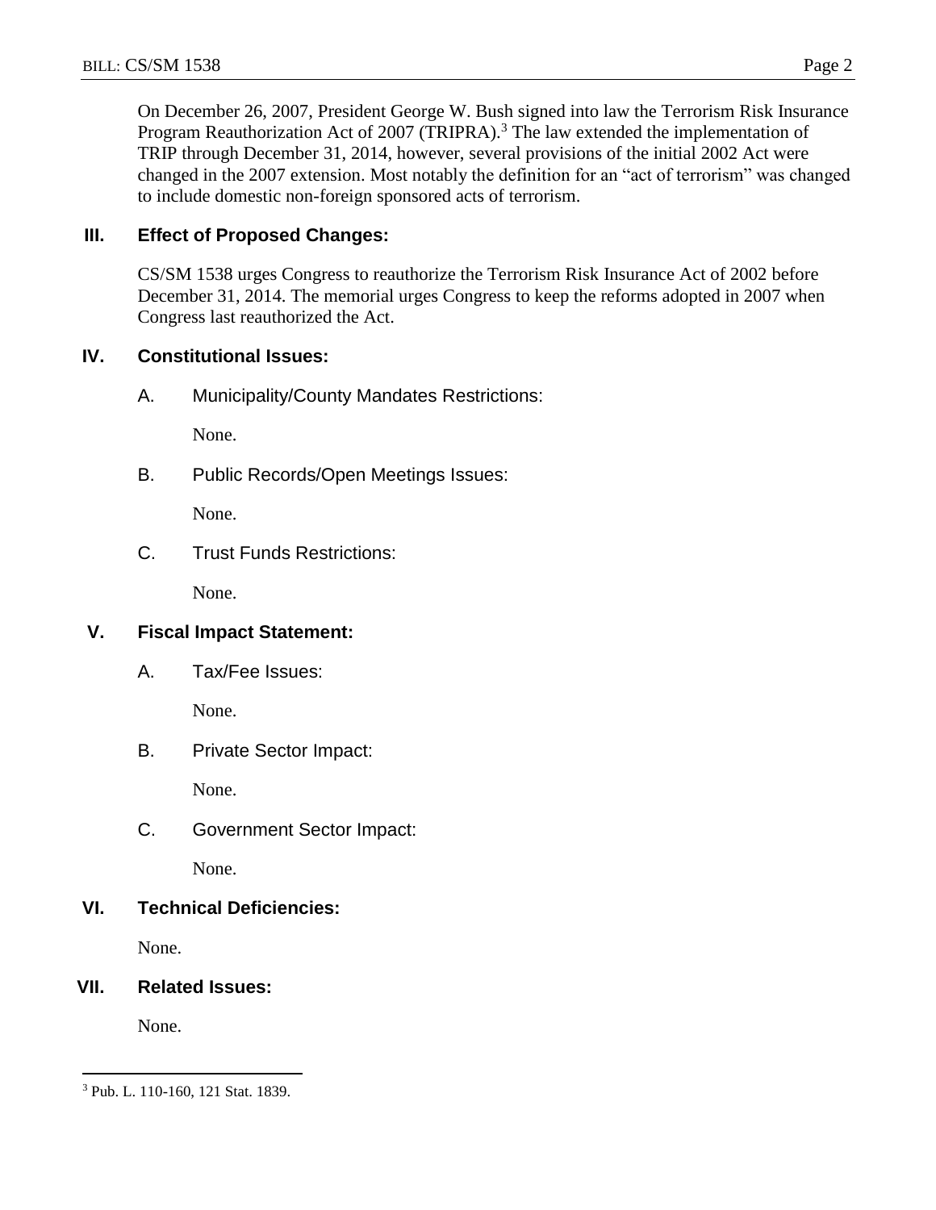On December 26, 2007, President George W. Bush signed into law the Terrorism Risk Insurance Program Reauthorization Act of 2007 (TRIPRA).[3] The law extended the implementation of TRIP through December 31, 2014, however, several provisions of the initial 2002 Act were changed in the 2007 extension. Most notably the definition for an "act of terrorism" was changed to include domestic non-foreign sponsored acts of terrorism.

## III. Effect of Proposed Changes:

CS/SM 1538 urges Congress to reauthorize the Terrorism Risk Insurance Act of 2002 before December 31, 2014. The memorial urges Congress to keep the reforms adopted in 2007 when Congress last reauthorized the Act.

## IV. Constitutional Issues:

### A. Municipality/County Mandates Restrictions:

None.

### B. Public Records/Open Meetings Issues:

None.

### C. Trust Funds Restrictions:

None.

## V. Fiscal Impact Statement:

### A. Tax/Fee Issues:

None.

### B. Private Sector Impact:

None.

### C. Government Sector Impact:

None.

## VI. Technical Deficiencies:

None.

## VII. Related Issues:

None.

---

[3] Pub. L. 110-160, 121 Stat. 1839.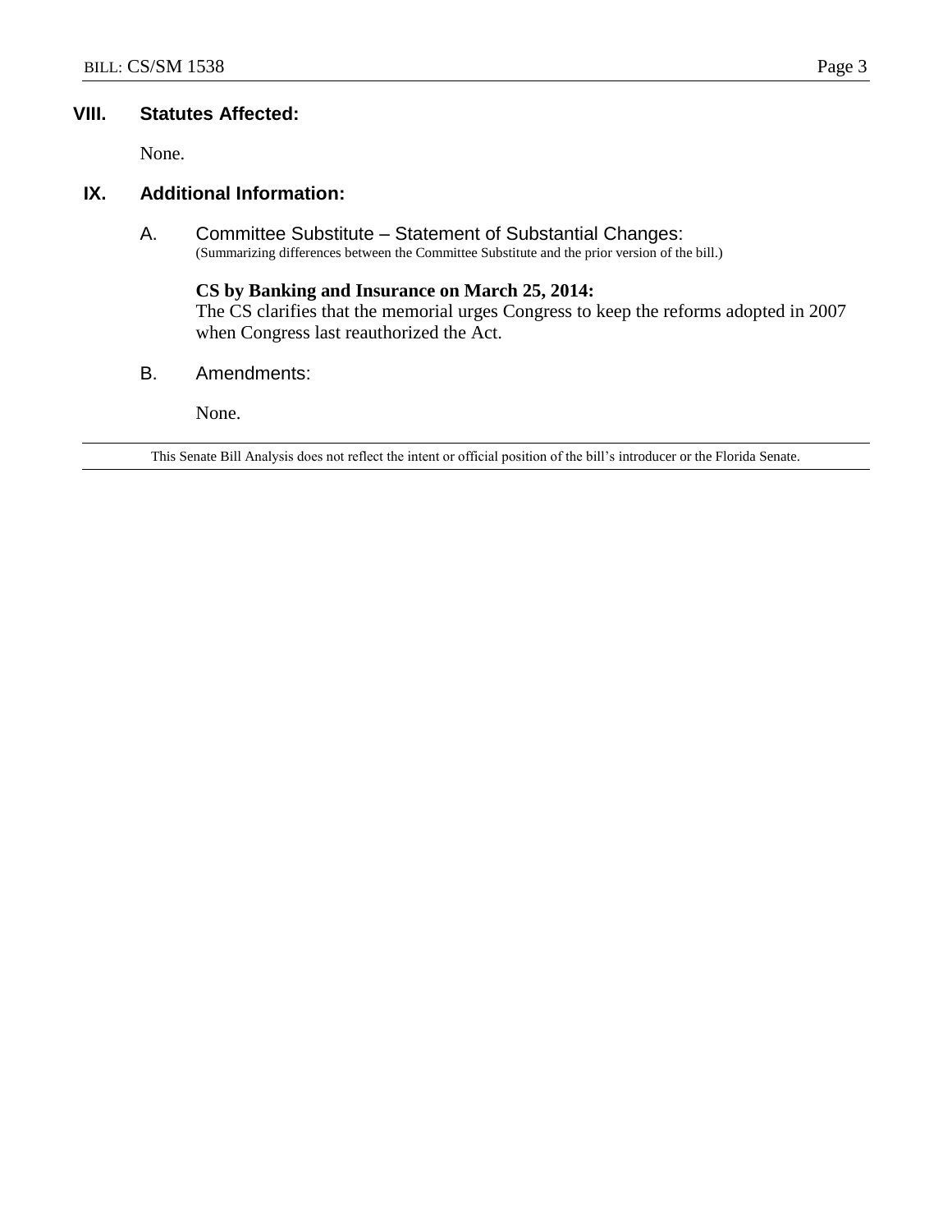## VIII. Statutes Affected:

None.

## IX. Additional Information:

A. Committee Substitute – Statement of Substantial Changes:
(Summarizing differences between the Committee Substitute and the prior version of the bill.)

**CS by Banking and Insurance on March 25, 2014:**
The CS clarifies that the memorial urges Congress to keep the reforms adopted in 2007 when Congress last reauthorized the Act.

B. Amendments:

None.

This Senate Bill Analysis does not reflect the intent or official position of the bill's introducer or the Florida Senate.